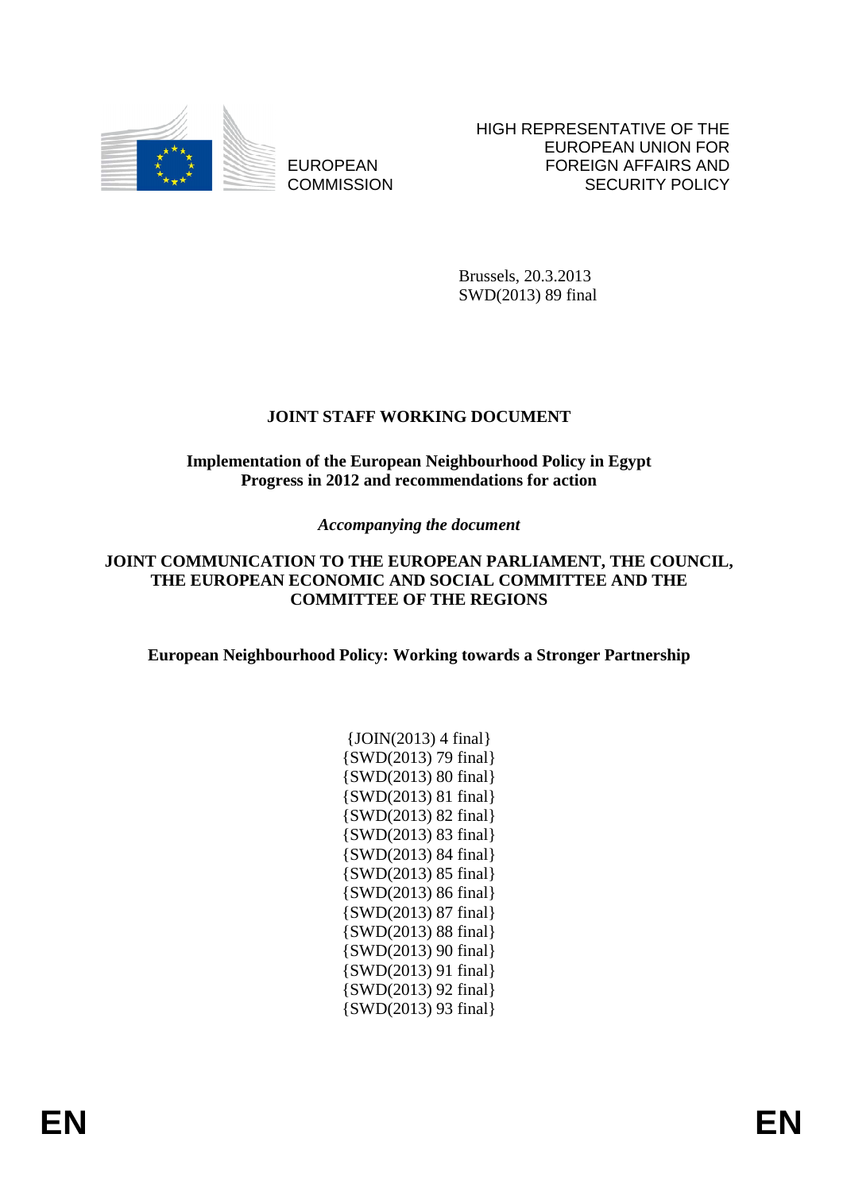EUROPEAN COMMISSION

HIGH REPRESENTATIVE OF THE EUROPEAN UNION FOR FOREIGN AFFAIRS AND SECURITY POLICY

Brussels, 20.3.2013
SWD(2013) 89 final

# JOINT STAFF WORKING DOCUMENT

**Implementation of the European Neighbourhood Policy in Egypt**
**Progress in 2012 and recommendations for action**

*Accompanying the document*

**JOINT COMMUNICATION TO THE EUROPEAN PARLIAMENT, THE COUNCIL, THE EUROPEAN ECONOMIC AND SOCIAL COMMITTEE AND THE COMMITTEE OF THE REGIONS**

**European Neighbourhood Policy: Working towards a Stronger Partnership**

{JOIN(2013) 4 final}
{SWD(2013) 79 final}
{SWD(2013) 80 final}
{SWD(2013) 81 final}
{SWD(2013) 82 final}
{SWD(2013) 83 final}
{SWD(2013) 84 final}
{SWD(2013) 85 final}
{SWD(2013) 86 final}
{SWD(2013) 87 final}
{SWD(2013) 88 final}
{SWD(2013) 90 final}
{SWD(2013) 91 final}
{SWD(2013) 92 final}
{SWD(2013) 93 final}

EN EN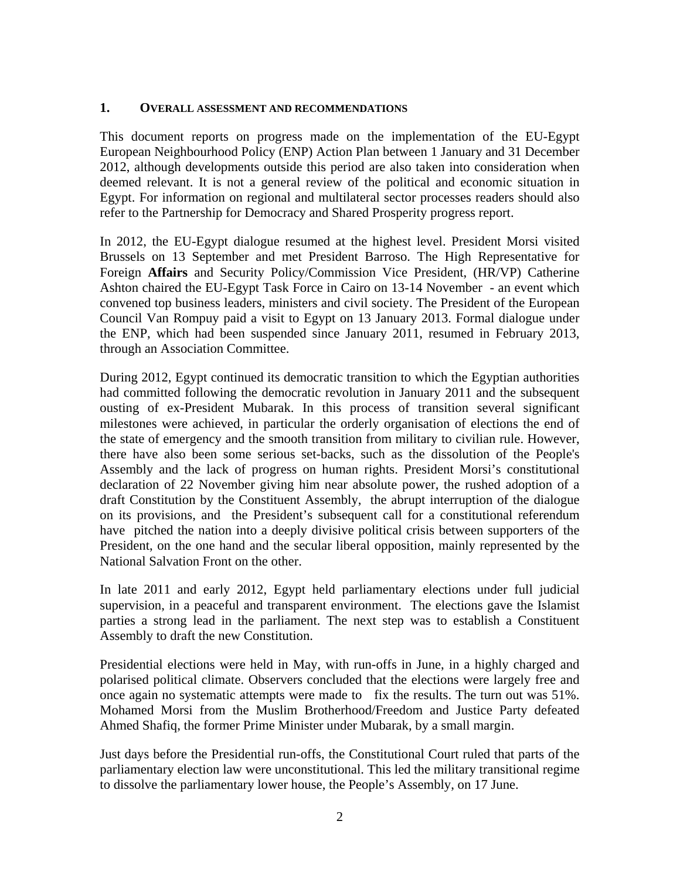## 1. OVERALL ASSESSMENT AND RECOMMENDATIONS

This document reports on progress made on the implementation of the EU-Egypt European Neighbourhood Policy (ENP) Action Plan between 1 January and 31 December 2012, although developments outside this period are also taken into consideration when deemed relevant. It is not a general review of the political and economic situation in Egypt. For information on regional and multilateral sector processes readers should also refer to the Partnership for Democracy and Shared Prosperity progress report.

In 2012, the EU-Egypt dialogue resumed at the highest level. President Morsi visited Brussels on 13 September and met President Barroso. The High Representative for Foreign **Affairs** and Security Policy/Commission Vice President, (HR/VP) Catherine Ashton chaired the EU-Egypt Task Force in Cairo on 13-14 November - an event which convened top business leaders, ministers and civil society. The President of the European Council Van Rompuy paid a visit to Egypt on 13 January 2013. Formal dialogue under the ENP, which had been suspended since January 2011, resumed in February 2013, through an Association Committee.

During 2012, Egypt continued its democratic transition to which the Egyptian authorities had committed following the democratic revolution in January 2011 and the subsequent ousting of ex-President Mubarak. In this process of transition several significant milestones were achieved, in particular the orderly organisation of elections the end of the state of emergency and the smooth transition from military to civilian rule. However, there have also been some serious set-backs, such as the dissolution of the People's Assembly and the lack of progress on human rights. President Morsi's constitutional declaration of 22 November giving him near absolute power, the rushed adoption of a draft Constitution by the Constituent Assembly, the abrupt interruption of the dialogue on its provisions, and the President's subsequent call for a constitutional referendum have pitched the nation into a deeply divisive political crisis between supporters of the President, on the one hand and the secular liberal opposition, mainly represented by the National Salvation Front on the other.

In late 2011 and early 2012, Egypt held parliamentary elections under full judicial supervision, in a peaceful and transparent environment. The elections gave the Islamist parties a strong lead in the parliament. The next step was to establish a Constituent Assembly to draft the new Constitution.

Presidential elections were held in May, with run-offs in June, in a highly charged and polarised political climate. Observers concluded that the elections were largely free and once again no systematic attempts were made to fix the results. The turn out was 51%. Mohamed Morsi from the Muslim Brotherhood/Freedom and Justice Party defeated Ahmed Shafiq, the former Prime Minister under Mubarak, by a small margin.

Just days before the Presidential run-offs, the Constitutional Court ruled that parts of the parliamentary election law were unconstitutional. This led the military transitional regime to dissolve the parliamentary lower house, the People's Assembly, on 17 June.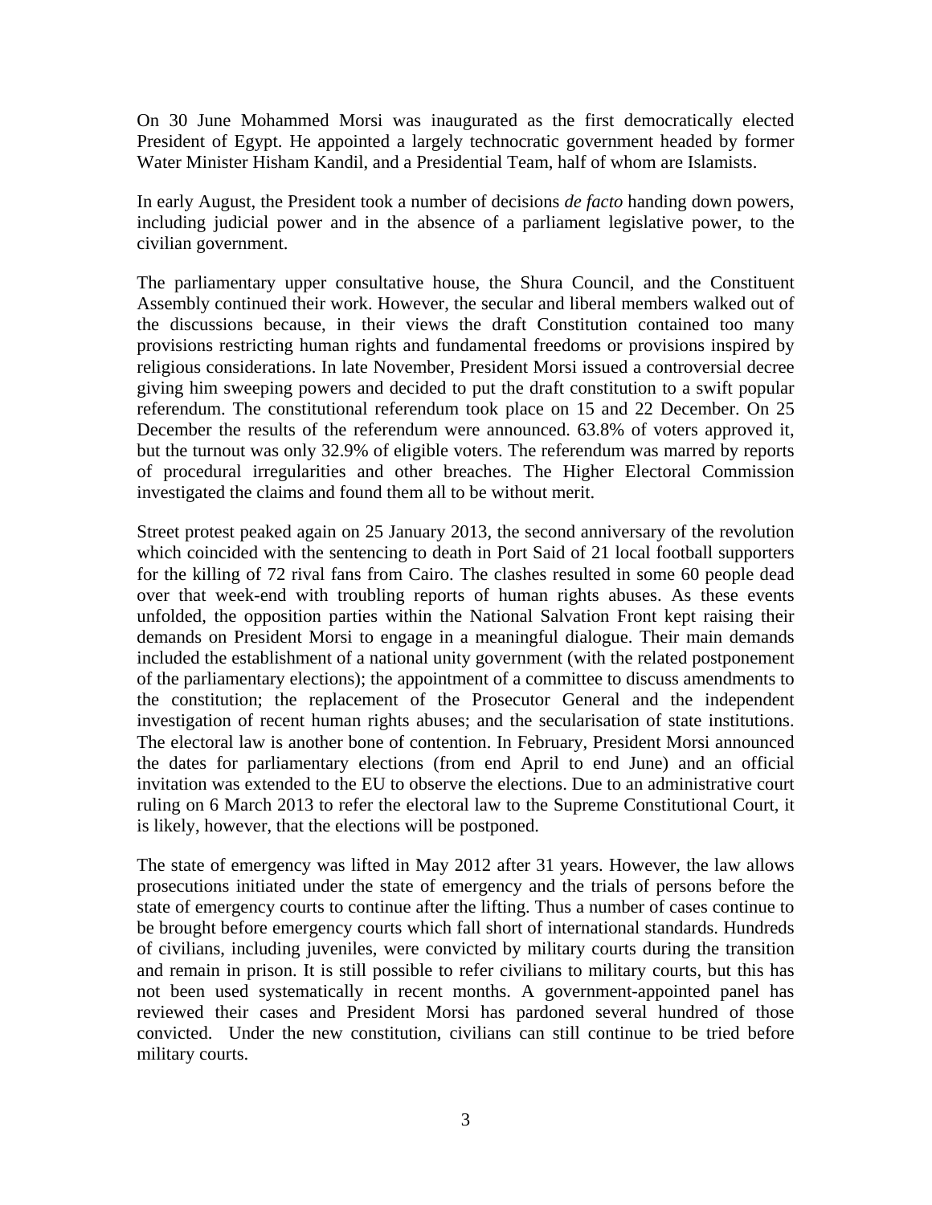On 30 June Mohammed Morsi was inaugurated as the first democratically elected President of Egypt. He appointed a largely technocratic government headed by former Water Minister Hisham Kandil, and a Presidential Team, half of whom are Islamists.

In early August, the President took a number of decisions *de facto* handing down powers, including judicial power and in the absence of a parliament legislative power, to the civilian government.

The parliamentary upper consultative house, the Shura Council, and the Constituent Assembly continued their work. However, the secular and liberal members walked out of the discussions because, in their views the draft Constitution contained too many provisions restricting human rights and fundamental freedoms or provisions inspired by religious considerations. In late November, President Morsi issued a controversial decree giving him sweeping powers and decided to put the draft constitution to a swift popular referendum. The constitutional referendum took place on 15 and 22 December. On 25 December the results of the referendum were announced. 63.8% of voters approved it, but the turnout was only 32.9% of eligible voters. The referendum was marred by reports of procedural irregularities and other breaches. The Higher Electoral Commission investigated the claims and found them all to be without merit.

Street protest peaked again on 25 January 2013, the second anniversary of the revolution which coincided with the sentencing to death in Port Said of 21 local football supporters for the killing of 72 rival fans from Cairo. The clashes resulted in some 60 people dead over that week-end with troubling reports of human rights abuses. As these events unfolded, the opposition parties within the National Salvation Front kept raising their demands on President Morsi to engage in a meaningful dialogue. Their main demands included the establishment of a national unity government (with the related postponement of the parliamentary elections); the appointment of a committee to discuss amendments to the constitution; the replacement of the Prosecutor General and the independent investigation of recent human rights abuses; and the secularisation of state institutions. The electoral law is another bone of contention. In February, President Morsi announced the dates for parliamentary elections (from end April to end June) and an official invitation was extended to the EU to observe the elections. Due to an administrative court ruling on 6 March 2013 to refer the electoral law to the Supreme Constitutional Court, it is likely, however, that the elections will be postponed.

The state of emergency was lifted in May 2012 after 31 years. However, the law allows prosecutions initiated under the state of emergency and the trials of persons before the state of emergency courts to continue after the lifting. Thus a number of cases continue to be brought before emergency courts which fall short of international standards. Hundreds of civilians, including juveniles, were convicted by military courts during the transition and remain in prison. It is still possible to refer civilians to military courts, but this has not been used systematically in recent months. A government-appointed panel has reviewed their cases and President Morsi has pardoned several hundred of those convicted. Under the new constitution, civilians can still continue to be tried before military courts.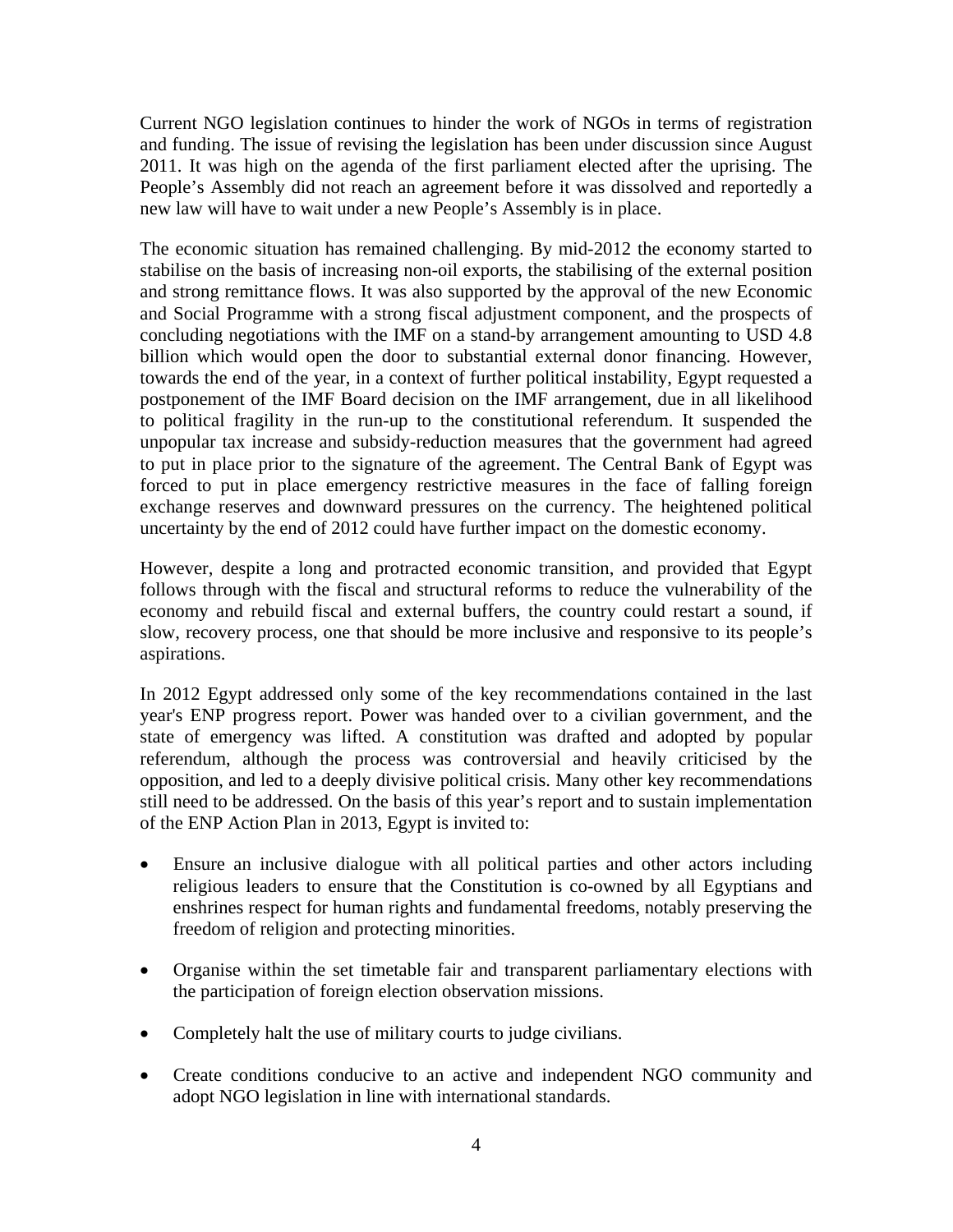Current NGO legislation continues to hinder the work of NGOs in terms of registration and funding. The issue of revising the legislation has been under discussion since August 2011. It was high on the agenda of the first parliament elected after the uprising. The People's Assembly did not reach an agreement before it was dissolved and reportedly a new law will have to wait under a new People's Assembly is in place.

The economic situation has remained challenging. By mid-2012 the economy started to stabilise on the basis of increasing non-oil exports, the stabilising of the external position and strong remittance flows. It was also supported by the approval of the new Economic and Social Programme with a strong fiscal adjustment component, and the prospects of concluding negotiations with the IMF on a stand-by arrangement amounting to USD 4.8 billion which would open the door to substantial external donor financing. However, towards the end of the year, in a context of further political instability, Egypt requested a postponement of the IMF Board decision on the IMF arrangement, due in all likelihood to political fragility in the run-up to the constitutional referendum. It suspended the unpopular tax increase and subsidy-reduction measures that the government had agreed to put in place prior to the signature of the agreement. The Central Bank of Egypt was forced to put in place emergency restrictive measures in the face of falling foreign exchange reserves and downward pressures on the currency. The heightened political uncertainty by the end of 2012 could have further impact on the domestic economy.

However, despite a long and protracted economic transition, and provided that Egypt follows through with the fiscal and structural reforms to reduce the vulnerability of the economy and rebuild fiscal and external buffers, the country could restart a sound, if slow, recovery process, one that should be more inclusive and responsive to its people's aspirations.

In 2012 Egypt addressed only some of the key recommendations contained in the last year's ENP progress report. Power was handed over to a civilian government, and the state of emergency was lifted. A constitution was drafted and adopted by popular referendum, although the process was controversial and heavily criticised by the opposition, and led to a deeply divisive political crisis. Many other key recommendations still need to be addressed. On the basis of this year's report and to sustain implementation of the ENP Action Plan in 2013, Egypt is invited to:

- Ensure an inclusive dialogue with all political parties and other actors including religious leaders to ensure that the Constitution is co-owned by all Egyptians and enshrines respect for human rights and fundamental freedoms, notably preserving the freedom of religion and protecting minorities.
- Organise within the set timetable fair and transparent parliamentary elections with the participation of foreign election observation missions.
- Completely halt the use of military courts to judge civilians.
- Create conditions conducive to an active and independent NGO community and adopt NGO legislation in line with international standards.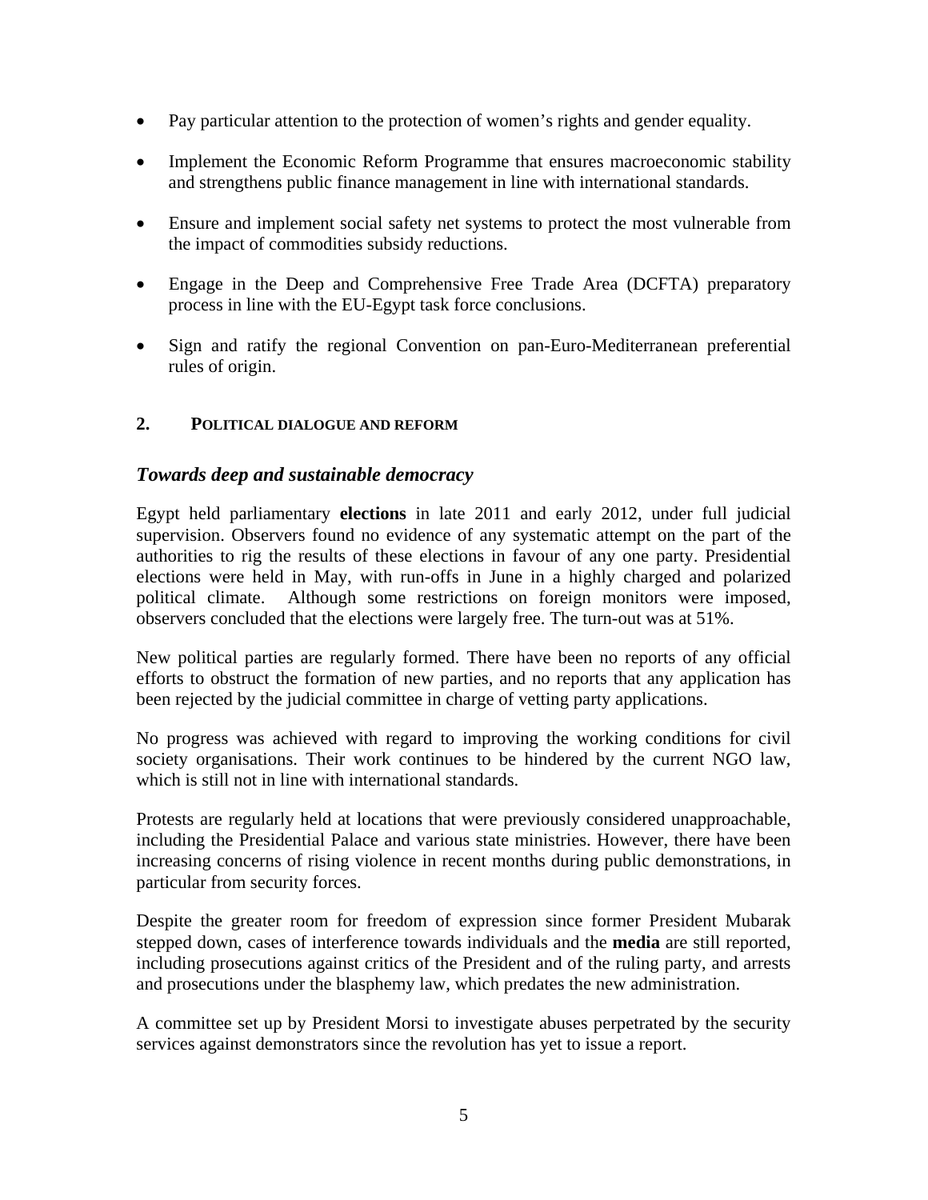- Pay particular attention to the protection of women's rights and gender equality.
- Implement the Economic Reform Programme that ensures macroeconomic stability and strengthens public finance management in line with international standards.
- Ensure and implement social safety net systems to protect the most vulnerable from the impact of commodities subsidy reductions.
- Engage in the Deep and Comprehensive Free Trade Area (DCFTA) preparatory process in line with the EU-Egypt task force conclusions.
- Sign and ratify the regional Convention on pan-Euro-Mediterranean preferential rules of origin.

## 2. POLITICAL DIALOGUE AND REFORM

### *Towards deep and sustainable democracy*

Egypt held parliamentary **elections** in late 2011 and early 2012, under full judicial supervision. Observers found no evidence of any systematic attempt on the part of the authorities to rig the results of these elections in favour of any one party. Presidential elections were held in May, with run-offs in June in a highly charged and polarized political climate. Although some restrictions on foreign monitors were imposed, observers concluded that the elections were largely free. The turn-out was at 51%.

New political parties are regularly formed. There have been no reports of any official efforts to obstruct the formation of new parties, and no reports that any application has been rejected by the judicial committee in charge of vetting party applications.

No progress was achieved with regard to improving the working conditions for civil society organisations. Their work continues to be hindered by the current NGO law, which is still not in line with international standards.

Protests are regularly held at locations that were previously considered unapproachable, including the Presidential Palace and various state ministries. However, there have been increasing concerns of rising violence in recent months during public demonstrations, in particular from security forces.

Despite the greater room for freedom of expression since former President Mubarak stepped down, cases of interference towards individuals and the **media** are still reported, including prosecutions against critics of the President and of the ruling party, and arrests and prosecutions under the blasphemy law, which predates the new administration.

A committee set up by President Morsi to investigate abuses perpetrated by the security services against demonstrators since the revolution has yet to issue a report.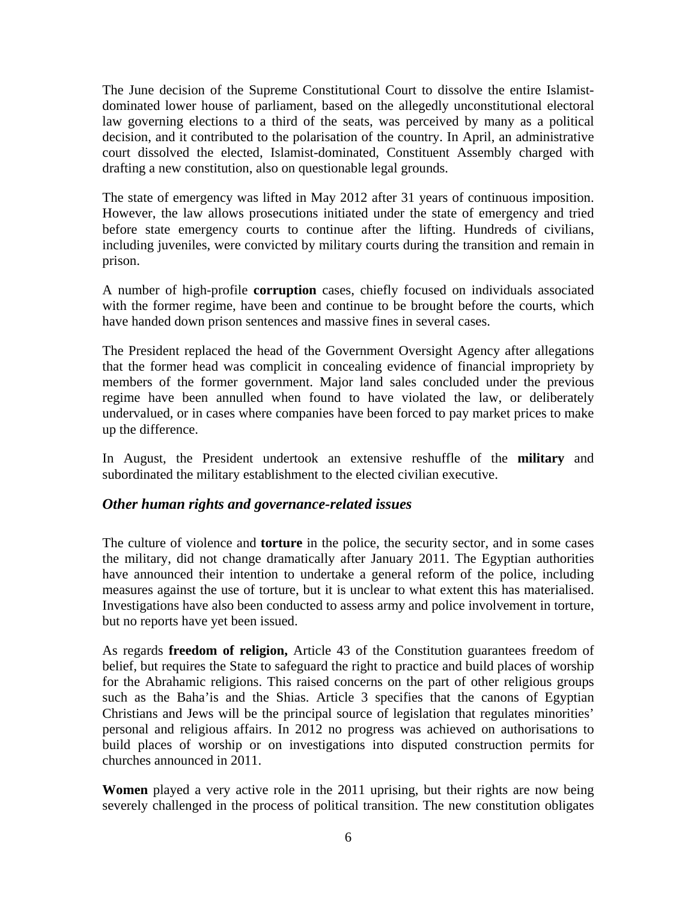The June decision of the Supreme Constitutional Court to dissolve the entire Islamist-dominated lower house of parliament, based on the allegedly unconstitutional electoral law governing elections to a third of the seats, was perceived by many as a political decision, and it contributed to the polarisation of the country. In April, an administrative court dissolved the elected, Islamist-dominated, Constituent Assembly charged with drafting a new constitution, also on questionable legal grounds.

The state of emergency was lifted in May 2012 after 31 years of continuous imposition. However, the law allows prosecutions initiated under the state of emergency and tried before state emergency courts to continue after the lifting. Hundreds of civilians, including juveniles, were convicted by military courts during the transition and remain in prison.

A number of high-profile **corruption** cases, chiefly focused on individuals associated with the former regime, have been and continue to be brought before the courts, which have handed down prison sentences and massive fines in several cases.

The President replaced the head of the Government Oversight Agency after allegations that the former head was complicit in concealing evidence of financial impropriety by members of the former government. Major land sales concluded under the previous regime have been annulled when found to have violated the law, or deliberately undervalued, or in cases where companies have been forced to pay market prices to make up the difference.

In August, the President undertook an extensive reshuffle of the **military** and subordinated the military establishment to the elected civilian executive.

### *Other human rights and governance-related issues*

The culture of violence and **torture** in the police, the security sector, and in some cases the military, did not change dramatically after January 2011. The Egyptian authorities have announced their intention to undertake a general reform of the police, including measures against the use of torture, but it is unclear to what extent this has materialised. Investigations have also been conducted to assess army and police involvement in torture, but no reports have yet been issued.

As regards **freedom of religion,** Article 43 of the Constitution guarantees freedom of belief, but requires the State to safeguard the right to practice and build places of worship for the Abrahamic religions. This raised concerns on the part of other religious groups such as the Baha'is and the Shias. Article 3 specifies that the canons of Egyptian Christians and Jews will be the principal source of legislation that regulates minorities' personal and religious affairs. In 2012 no progress was achieved on authorisations to build places of worship or on investigations into disputed construction permits for churches announced in 2011.

**Women** played a very active role in the 2011 uprising, but their rights are now being severely challenged in the process of political transition. The new constitution obligates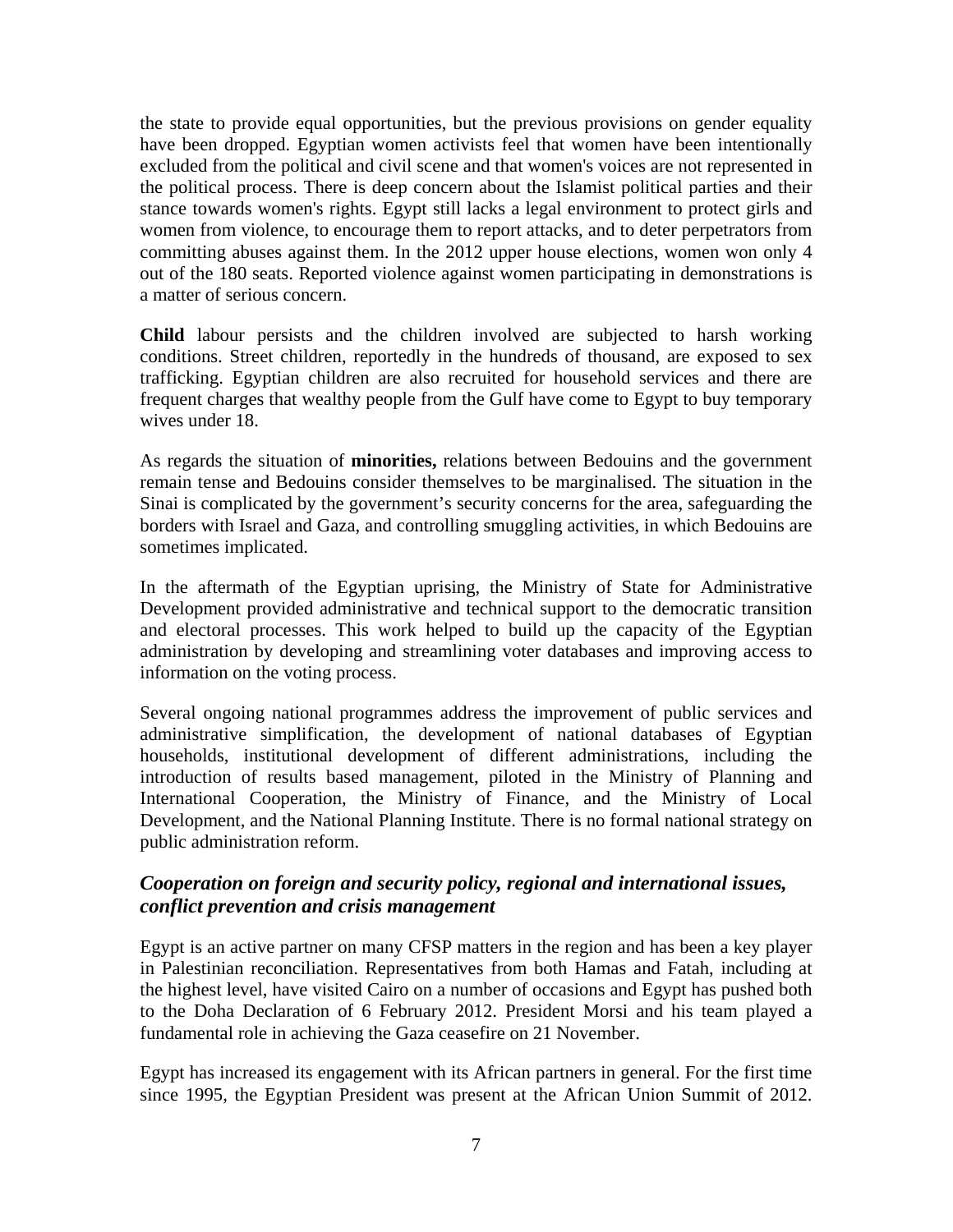the state to provide equal opportunities, but the previous provisions on gender equality have been dropped. Egyptian women activists feel that women have been intentionally excluded from the political and civil scene and that women's voices are not represented in the political process. There is deep concern about the Islamist political parties and their stance towards women's rights. Egypt still lacks a legal environment to protect girls and women from violence, to encourage them to report attacks, and to deter perpetrators from committing abuses against them. In the 2012 upper house elections, women won only 4 out of the 180 seats. Reported violence against women participating in demonstrations is a matter of serious concern.

**Child** labour persists and the children involved are subjected to harsh working conditions. Street children, reportedly in the hundreds of thousand, are exposed to sex trafficking. Egyptian children are also recruited for household services and there are frequent charges that wealthy people from the Gulf have come to Egypt to buy temporary wives under 18.

As regards the situation of **minorities,** relations between Bedouins and the government remain tense and Bedouins consider themselves to be marginalised. The situation in the Sinai is complicated by the government's security concerns for the area, safeguarding the borders with Israel and Gaza, and controlling smuggling activities, in which Bedouins are sometimes implicated.

In the aftermath of the Egyptian uprising, the Ministry of State for Administrative Development provided administrative and technical support to the democratic transition and electoral processes. This work helped to build up the capacity of the Egyptian administration by developing and streamlining voter databases and improving access to information on the voting process.

Several ongoing national programmes address the improvement of public services and administrative simplification, the development of national databases of Egyptian households, institutional development of different administrations, including the introduction of results based management, piloted in the Ministry of Planning and International Cooperation, the Ministry of Finance, and the Ministry of Local Development, and the National Planning Institute. There is no formal national strategy on public administration reform.

### *Cooperation on foreign and security policy, regional and international issues, conflict prevention and crisis management*

Egypt is an active partner on many CFSP matters in the region and has been a key player in Palestinian reconciliation. Representatives from both Hamas and Fatah, including at the highest level, have visited Cairo on a number of occasions and Egypt has pushed both to the Doha Declaration of 6 February 2012. President Morsi and his team played a fundamental role in achieving the Gaza ceasefire on 21 November.

Egypt has increased its engagement with its African partners in general. For the first time since 1995, the Egyptian President was present at the African Union Summit of 2012.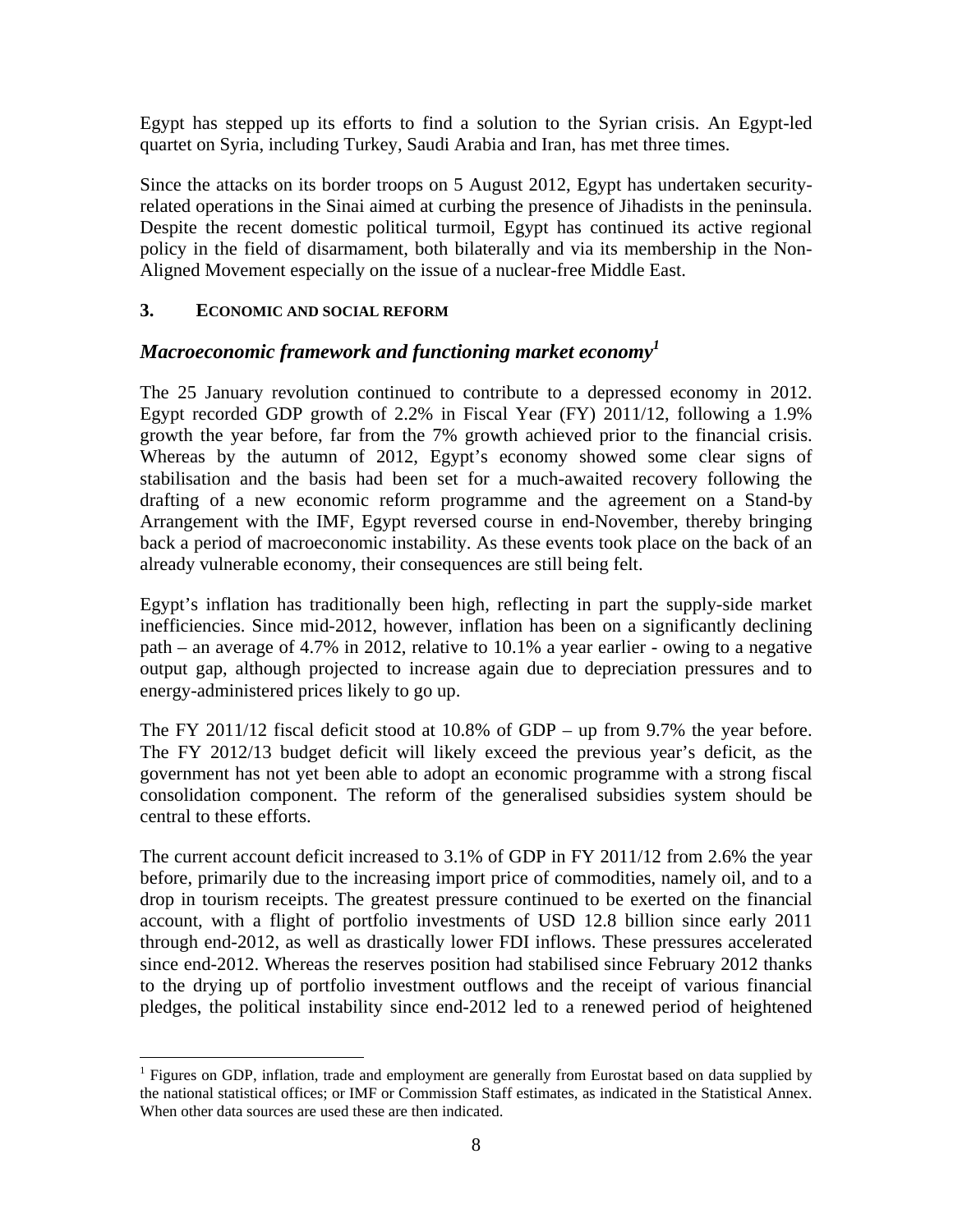Egypt has stepped up its efforts to find a solution to the Syrian crisis. An Egypt-led quartet on Syria, including Turkey, Saudi Arabia and Iran, has met three times.

Since the attacks on its border troops on 5 August 2012, Egypt has undertaken security-related operations in the Sinai aimed at curbing the presence of Jihadists in the peninsula. Despite the recent domestic political turmoil, Egypt has continued its active regional policy in the field of disarmament, both bilaterally and via its membership in the Non-Aligned Movement especially on the issue of a nuclear-free Middle East.

## 3. ECONOMIC AND SOCIAL REFORM

### *Macroeconomic framework and functioning market economy*[1]

The 25 January revolution continued to contribute to a depressed economy in 2012. Egypt recorded GDP growth of 2.2% in Fiscal Year (FY) 2011/12, following a 1.9% growth the year before, far from the 7% growth achieved prior to the financial crisis. Whereas by the autumn of 2012, Egypt's economy showed some clear signs of stabilisation and the basis had been set for a much-awaited recovery following the drafting of a new economic reform programme and the agreement on a Stand-by Arrangement with the IMF, Egypt reversed course in end-November, thereby bringing back a period of macroeconomic instability. As these events took place on the back of an already vulnerable economy, their consequences are still being felt.

Egypt's inflation has traditionally been high, reflecting in part the supply-side market inefficiencies. Since mid-2012, however, inflation has been on a significantly declining path – an average of 4.7% in 2012, relative to 10.1% a year earlier - owing to a negative output gap, although projected to increase again due to depreciation pressures and to energy-administered prices likely to go up.

The FY 2011/12 fiscal deficit stood at 10.8% of GDP – up from 9.7% the year before. The FY 2012/13 budget deficit will likely exceed the previous year's deficit, as the government has not yet been able to adopt an economic programme with a strong fiscal consolidation component. The reform of the generalised subsidies system should be central to these efforts.

The current account deficit increased to 3.1% of GDP in FY 2011/12 from 2.6% the year before, primarily due to the increasing import price of commodities, namely oil, and to a drop in tourism receipts. The greatest pressure continued to be exerted on the financial account, with a flight of portfolio investments of USD 12.8 billion since early 2011 through end-2012, as well as drastically lower FDI inflows. These pressures accelerated since end-2012. Whereas the reserves position had stabilised since February 2012 thanks to the drying up of portfolio investment outflows and the receipt of various financial pledges, the political instability since end-2012 led to a renewed period of heightened

[1] Figures on GDP, inflation, trade and employment are generally from Eurostat based on data supplied by the national statistical offices; or IMF or Commission Staff estimates, as indicated in the Statistical Annex. When other data sources are used these are then indicated.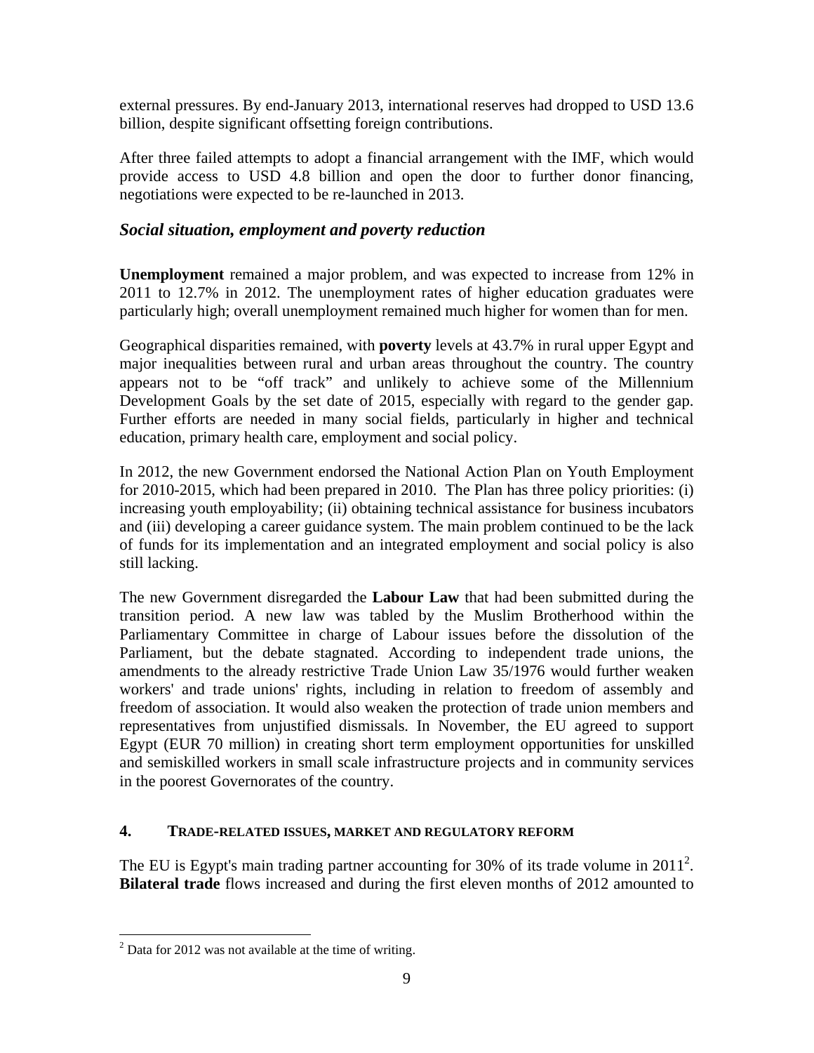external pressures. By end-January 2013, international reserves had dropped to USD 13.6 billion, despite significant offsetting foreign contributions.

After three failed attempts to adopt a financial arrangement with the IMF, which would provide access to USD 4.8 billion and open the door to further donor financing, negotiations were expected to be re-launched in 2013.

### *Social situation, employment and poverty reduction*

**Unemployment** remained a major problem, and was expected to increase from 12% in 2011 to 12.7% in 2012. The unemployment rates of higher education graduates were particularly high; overall unemployment remained much higher for women than for men.

Geographical disparities remained, with **poverty** levels at 43.7% in rural upper Egypt and major inequalities between rural and urban areas throughout the country. The country appears not to be "off track" and unlikely to achieve some of the Millennium Development Goals by the set date of 2015, especially with regard to the gender gap. Further efforts are needed in many social fields, particularly in higher and technical education, primary health care, employment and social policy.

In 2012, the new Government endorsed the National Action Plan on Youth Employment for 2010-2015, which had been prepared in 2010. The Plan has three policy priorities: (i) increasing youth employability; (ii) obtaining technical assistance for business incubators and (iii) developing a career guidance system. The main problem continued to be the lack of funds for its implementation and an integrated employment and social policy is also still lacking.

The new Government disregarded the **Labour Law** that had been submitted during the transition period. A new law was tabled by the Muslim Brotherhood within the Parliamentary Committee in charge of Labour issues before the dissolution of the Parliament, but the debate stagnated. According to independent trade unions, the amendments to the already restrictive Trade Union Law 35/1976 would further weaken workers' and trade unions' rights, including in relation to freedom of assembly and freedom of association. It would also weaken the protection of trade union members and representatives from unjustified dismissals. In November, the EU agreed to support Egypt (EUR 70 million) in creating short term employment opportunities for unskilled and semiskilled workers in small scale infrastructure projects and in community services in the poorest Governorates of the country.

## 4. TRADE-RELATED ISSUES, MARKET AND REGULATORY REFORM

The EU is Egypt's main trading partner accounting for 30% of its trade volume in 2011[2]. **Bilateral trade** flows increased and during the first eleven months of 2012 amounted to

[2] Data for 2012 was not available at the time of writing.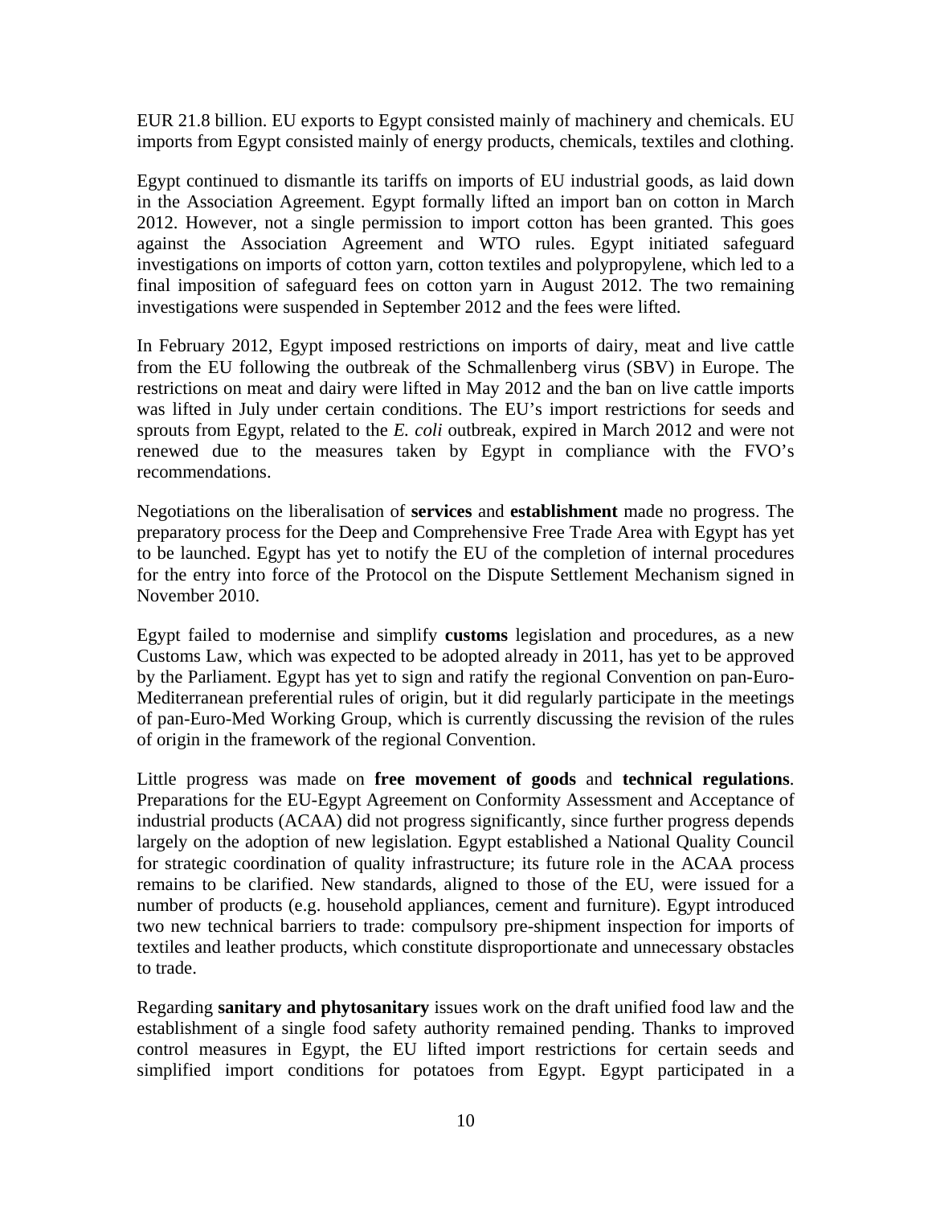EUR 21.8 billion. EU exports to Egypt consisted mainly of machinery and chemicals. EU imports from Egypt consisted mainly of energy products, chemicals, textiles and clothing.

Egypt continued to dismantle its tariffs on imports of EU industrial goods, as laid down in the Association Agreement. Egypt formally lifted an import ban on cotton in March 2012. However, not a single permission to import cotton has been granted. This goes against the Association Agreement and WTO rules. Egypt initiated safeguard investigations on imports of cotton yarn, cotton textiles and polypropylene, which led to a final imposition of safeguard fees on cotton yarn in August 2012. The two remaining investigations were suspended in September 2012 and the fees were lifted.

In February 2012, Egypt imposed restrictions on imports of dairy, meat and live cattle from the EU following the outbreak of the Schmallenberg virus (SBV) in Europe. The restrictions on meat and dairy were lifted in May 2012 and the ban on live cattle imports was lifted in July under certain conditions. The EU's import restrictions for seeds and sprouts from Egypt, related to the *E. coli* outbreak, expired in March 2012 and were not renewed due to the measures taken by Egypt in compliance with the FVO's recommendations.

Negotiations on the liberalisation of **services** and **establishment** made no progress. The preparatory process for the Deep and Comprehensive Free Trade Area with Egypt has yet to be launched. Egypt has yet to notify the EU of the completion of internal procedures for the entry into force of the Protocol on the Dispute Settlement Mechanism signed in November 2010.

Egypt failed to modernise and simplify **customs** legislation and procedures, as a new Customs Law, which was expected to be adopted already in 2011, has yet to be approved by the Parliament. Egypt has yet to sign and ratify the regional Convention on pan-Euro-Mediterranean preferential rules of origin, but it did regularly participate in the meetings of pan-Euro-Med Working Group, which is currently discussing the revision of the rules of origin in the framework of the regional Convention.

Little progress was made on **free movement of goods** and **technical regulations**. Preparations for the EU-Egypt Agreement on Conformity Assessment and Acceptance of industrial products (ACAA) did not progress significantly, since further progress depends largely on the adoption of new legislation. Egypt established a National Quality Council for strategic coordination of quality infrastructure; its future role in the ACAA process remains to be clarified. New standards, aligned to those of the EU, were issued for a number of products (e.g. household appliances, cement and furniture). Egypt introduced two new technical barriers to trade: compulsory pre-shipment inspection for imports of textiles and leather products, which constitute disproportionate and unnecessary obstacles to trade.

Regarding **sanitary and phytosanitary** issues work on the draft unified food law and the establishment of a single food safety authority remained pending. Thanks to improved control measures in Egypt, the EU lifted import restrictions for certain seeds and simplified import conditions for potatoes from Egypt. Egypt participated in a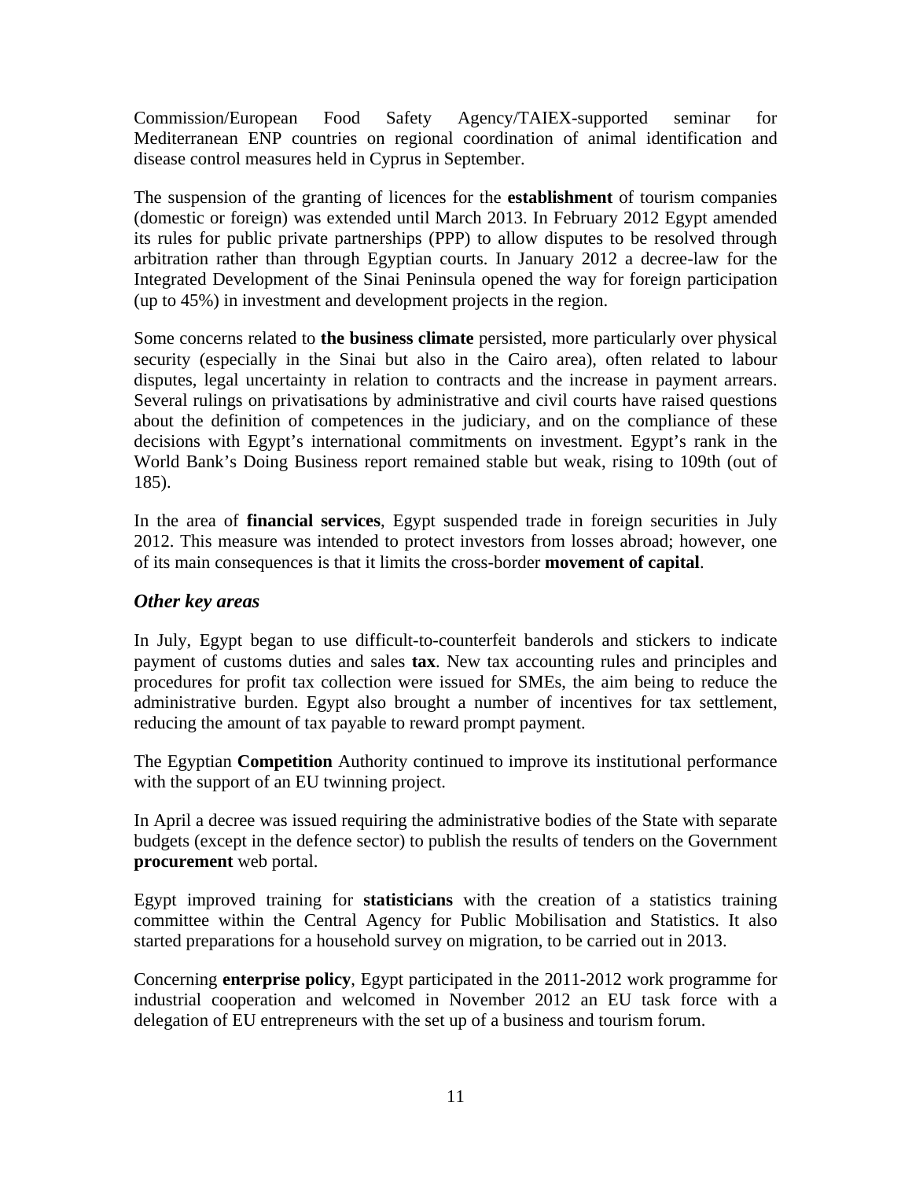Commission/European Food Safety Agency/TAIEX-supported seminar for Mediterranean ENP countries on regional coordination of animal identification and disease control measures held in Cyprus in September.

The suspension of the granting of licences for the **establishment** of tourism companies (domestic or foreign) was extended until March 2013. In February 2012 Egypt amended its rules for public private partnerships (PPP) to allow disputes to be resolved through arbitration rather than through Egyptian courts. In January 2012 a decree-law for the Integrated Development of the Sinai Peninsula opened the way for foreign participation (up to 45%) in investment and development projects in the region.

Some concerns related to **the business climate** persisted, more particularly over physical security (especially in the Sinai but also in the Cairo area), often related to labour disputes, legal uncertainty in relation to contracts and the increase in payment arrears. Several rulings on privatisations by administrative and civil courts have raised questions about the definition of competences in the judiciary, and on the compliance of these decisions with Egypt's international commitments on investment. Egypt's rank in the World Bank's Doing Business report remained stable but weak, rising to 109th (out of 185).

In the area of **financial services**, Egypt suspended trade in foreign securities in July 2012. This measure was intended to protect investors from losses abroad; however, one of its main consequences is that it limits the cross-border **movement of capital**.

### *Other key areas*

In July, Egypt began to use difficult-to-counterfeit banderols and stickers to indicate payment of customs duties and sales **tax**. New tax accounting rules and principles and procedures for profit tax collection were issued for SMEs, the aim being to reduce the administrative burden. Egypt also brought a number of incentives for tax settlement, reducing the amount of tax payable to reward prompt payment.

The Egyptian **Competition** Authority continued to improve its institutional performance with the support of an EU twinning project.

In April a decree was issued requiring the administrative bodies of the State with separate budgets (except in the defence sector) to publish the results of tenders on the Government **procurement** web portal.

Egypt improved training for **statisticians** with the creation of a statistics training committee within the Central Agency for Public Mobilisation and Statistics. It also started preparations for a household survey on migration, to be carried out in 2013.

Concerning **enterprise policy**, Egypt participated in the 2011-2012 work programme for industrial cooperation and welcomed in November 2012 an EU task force with a delegation of EU entrepreneurs with the set up of a business and tourism forum.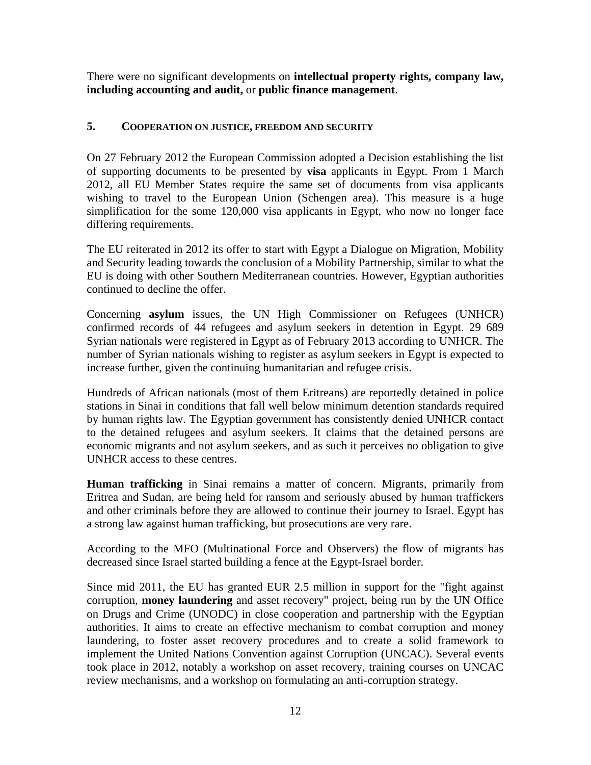There were no significant developments on **intellectual property rights, company law, including accounting and audit,** or **public finance management**.

## 5. COOPERATION ON JUSTICE, FREEDOM AND SECURITY

On 27 February 2012 the European Commission adopted a Decision establishing the list of supporting documents to be presented by **visa** applicants in Egypt. From 1 March 2012, all EU Member States require the same set of documents from visa applicants wishing to travel to the European Union (Schengen area). This measure is a huge simplification for the some 120,000 visa applicants in Egypt, who now no longer face differing requirements.

The EU reiterated in 2012 its offer to start with Egypt a Dialogue on Migration, Mobility and Security leading towards the conclusion of a Mobility Partnership, similar to what the EU is doing with other Southern Mediterranean countries. However, Egyptian authorities continued to decline the offer.

Concerning **asylum** issues, the UN High Commissioner on Refugees (UNHCR) confirmed records of 44 refugees and asylum seekers in detention in Egypt. 29 689 Syrian nationals were registered in Egypt as of February 2013 according to UNHCR. The number of Syrian nationals wishing to register as asylum seekers in Egypt is expected to increase further, given the continuing humanitarian and refugee crisis.

Hundreds of African nationals (most of them Eritreans) are reportedly detained in police stations in Sinai in conditions that fall well below minimum detention standards required by human rights law. The Egyptian government has consistently denied UNHCR contact to the detained refugees and asylum seekers. It claims that the detained persons are economic migrants and not asylum seekers, and as such it perceives no obligation to give UNHCR access to these centres.

**Human trafficking** in Sinai remains a matter of concern. Migrants, primarily from Eritrea and Sudan, are being held for ransom and seriously abused by human traffickers and other criminals before they are allowed to continue their journey to Israel. Egypt has a strong law against human trafficking, but prosecutions are very rare.

According to the MFO (Multinational Force and Observers) the flow of migrants has decreased since Israel started building a fence at the Egypt-Israel border.

Since mid 2011, the EU has granted EUR 2.5 million in support for the "fight against corruption, **money laundering** and asset recovery" project, being run by the UN Office on Drugs and Crime (UNODC) in close cooperation and partnership with the Egyptian authorities. It aims to create an effective mechanism to combat corruption and money laundering, to foster asset recovery procedures and to create a solid framework to implement the United Nations Convention against Corruption (UNCAC). Several events took place in 2012, notably a workshop on asset recovery, training courses on UNCAC review mechanisms, and a workshop on formulating an anti-corruption strategy.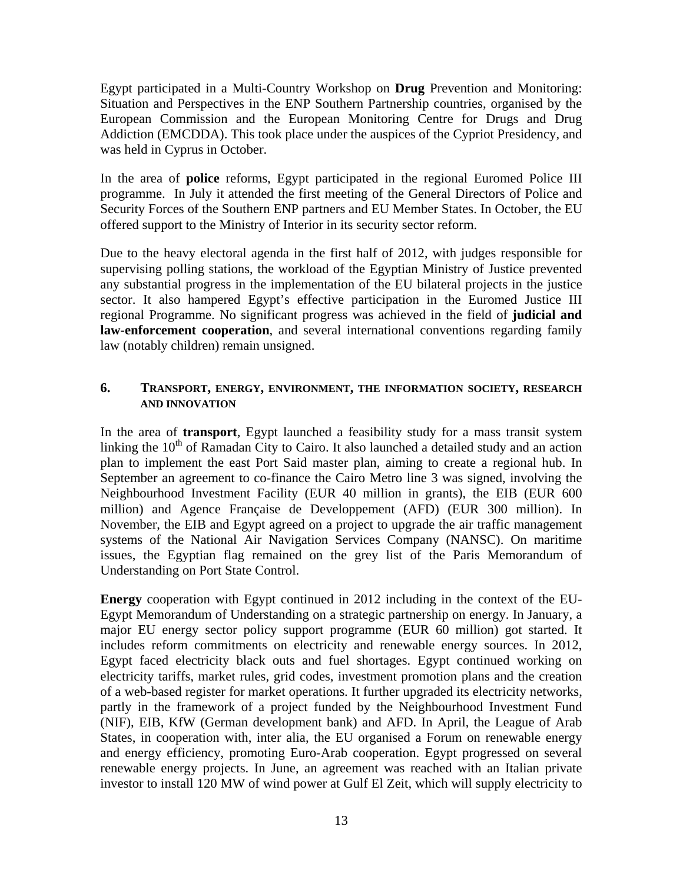Egypt participated in a Multi-Country Workshop on **Drug** Prevention and Monitoring: Situation and Perspectives in the ENP Southern Partnership countries, organised by the European Commission and the European Monitoring Centre for Drugs and Drug Addiction (EMCDDA). This took place under the auspices of the Cypriot Presidency, and was held in Cyprus in October.

In the area of **police** reforms, Egypt participated in the regional Euromed Police III programme. In July it attended the first meeting of the General Directors of Police and Security Forces of the Southern ENP partners and EU Member States. In October, the EU offered support to the Ministry of Interior in its security sector reform.

Due to the heavy electoral agenda in the first half of 2012, with judges responsible for supervising polling stations, the workload of the Egyptian Ministry of Justice prevented any substantial progress in the implementation of the EU bilateral projects in the justice sector. It also hampered Egypt's effective participation in the Euromed Justice III regional Programme. No significant progress was achieved in the field of **judicial and law-enforcement cooperation**, and several international conventions regarding family law (notably children) remain unsigned.

## 6. TRANSPORT, ENERGY, ENVIRONMENT, THE INFORMATION SOCIETY, RESEARCH AND INNOVATION

In the area of **transport**, Egypt launched a feasibility study for a mass transit system linking the 10th of Ramadan City to Cairo. It also launched a detailed study and an action plan to implement the east Port Said master plan, aiming to create a regional hub. In September an agreement to co-finance the Cairo Metro line 3 was signed, involving the Neighbourhood Investment Facility (EUR 40 million in grants), the EIB (EUR 600 million) and Agence Française de Developpement (AFD) (EUR 300 million). In November, the EIB and Egypt agreed on a project to upgrade the air traffic management systems of the National Air Navigation Services Company (NANSC). On maritime issues, the Egyptian flag remained on the grey list of the Paris Memorandum of Understanding on Port State Control.

**Energy** cooperation with Egypt continued in 2012 including in the context of the EU-Egypt Memorandum of Understanding on a strategic partnership on energy. In January, a major EU energy sector policy support programme (EUR 60 million) got started. It includes reform commitments on electricity and renewable energy sources. In 2012, Egypt faced electricity black outs and fuel shortages. Egypt continued working on electricity tariffs, market rules, grid codes, investment promotion plans and the creation of a web-based register for market operations. It further upgraded its electricity networks, partly in the framework of a project funded by the Neighbourhood Investment Fund (NIF), EIB, KfW (German development bank) and AFD. In April, the League of Arab States, in cooperation with, inter alia, the EU organised a Forum on renewable energy and energy efficiency, promoting Euro-Arab cooperation. Egypt progressed on several renewable energy projects. In June, an agreement was reached with an Italian private investor to install 120 MW of wind power at Gulf El Zeit, which will supply electricity to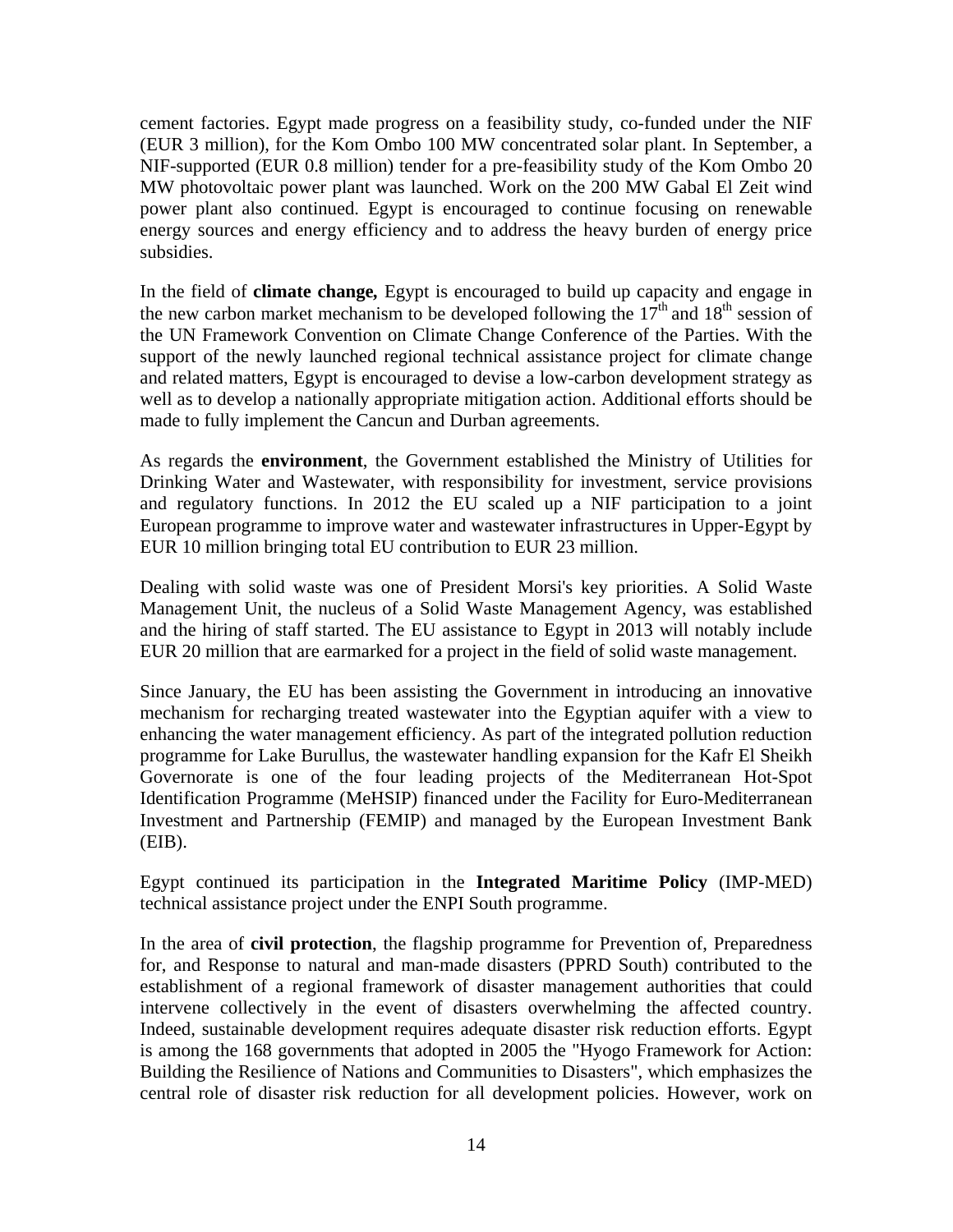cement factories. Egypt made progress on a feasibility study, co-funded under the NIF (EUR 3 million), for the Kom Ombo 100 MW concentrated solar plant. In September, a NIF-supported (EUR 0.8 million) tender for a pre-feasibility study of the Kom Ombo 20 MW photovoltaic power plant was launched. Work on the 200 MW Gabal El Zeit wind power plant also continued. Egypt is encouraged to continue focusing on renewable energy sources and energy efficiency and to address the heavy burden of energy price subsidies.

In the field of **climate change,** Egypt is encouraged to build up capacity and engage in the new carbon market mechanism to be developed following the 17th and 18th session of the UN Framework Convention on Climate Change Conference of the Parties. With the support of the newly launched regional technical assistance project for climate change and related matters, Egypt is encouraged to devise a low-carbon development strategy as well as to develop a nationally appropriate mitigation action. Additional efforts should be made to fully implement the Cancun and Durban agreements.

As regards the **environment**, the Government established the Ministry of Utilities for Drinking Water and Wastewater, with responsibility for investment, service provisions and regulatory functions. In 2012 the EU scaled up a NIF participation to a joint European programme to improve water and wastewater infrastructures in Upper-Egypt by EUR 10 million bringing total EU contribution to EUR 23 million.

Dealing with solid waste was one of President Morsi's key priorities. A Solid Waste Management Unit, the nucleus of a Solid Waste Management Agency, was established and the hiring of staff started. The EU assistance to Egypt in 2013 will notably include EUR 20 million that are earmarked for a project in the field of solid waste management.

Since January, the EU has been assisting the Government in introducing an innovative mechanism for recharging treated wastewater into the Egyptian aquifer with a view to enhancing the water management efficiency. As part of the integrated pollution reduction programme for Lake Burullus, the wastewater handling expansion for the Kafr El Sheikh Governorate is one of the four leading projects of the Mediterranean Hot-Spot Identification Programme (MeHSIP) financed under the Facility for Euro-Mediterranean Investment and Partnership (FEMIP) and managed by the European Investment Bank (EIB).

Egypt continued its participation in the **Integrated Maritime Policy** (IMP-MED) technical assistance project under the ENPI South programme.

In the area of **civil protection**, the flagship programme for Prevention of, Preparedness for, and Response to natural and man-made disasters (PPRD South) contributed to the establishment of a regional framework of disaster management authorities that could intervene collectively in the event of disasters overwhelming the affected country. Indeed, sustainable development requires adequate disaster risk reduction efforts. Egypt is among the 168 governments that adopted in 2005 the "Hyogo Framework for Action: Building the Resilience of Nations and Communities to Disasters", which emphasizes the central role of disaster risk reduction for all development policies. However, work on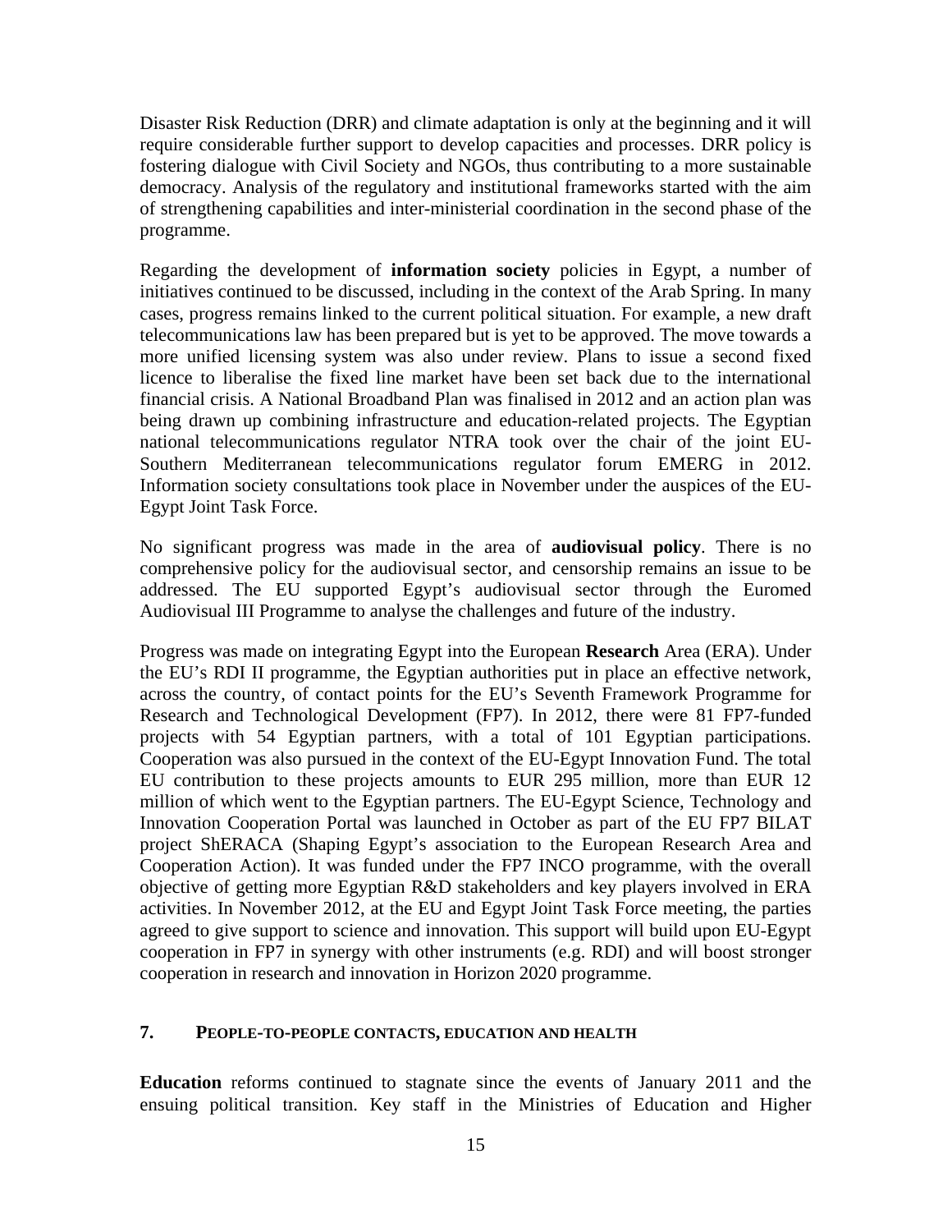Disaster Risk Reduction (DRR) and climate adaptation is only at the beginning and it will require considerable further support to develop capacities and processes. DRR policy is fostering dialogue with Civil Society and NGOs, thus contributing to a more sustainable democracy. Analysis of the regulatory and institutional frameworks started with the aim of strengthening capabilities and inter-ministerial coordination in the second phase of the programme.

Regarding the development of **information society** policies in Egypt, a number of initiatives continued to be discussed, including in the context of the Arab Spring. In many cases, progress remains linked to the current political situation. For example, a new draft telecommunications law has been prepared but is yet to be approved. The move towards a more unified licensing system was also under review. Plans to issue a second fixed licence to liberalise the fixed line market have been set back due to the international financial crisis. A National Broadband Plan was finalised in 2012 and an action plan was being drawn up combining infrastructure and education-related projects. The Egyptian national telecommunications regulator NTRA took over the chair of the joint EU-Southern Mediterranean telecommunications regulator forum EMERG in 2012. Information society consultations took place in November under the auspices of the EU-Egypt Joint Task Force.

No significant progress was made in the area of **audiovisual policy**. There is no comprehensive policy for the audiovisual sector, and censorship remains an issue to be addressed. The EU supported Egypt's audiovisual sector through the Euromed Audiovisual III Programme to analyse the challenges and future of the industry.

Progress was made on integrating Egypt into the European **Research** Area (ERA). Under the EU's RDI II programme, the Egyptian authorities put in place an effective network, across the country, of contact points for the EU's Seventh Framework Programme for Research and Technological Development (FP7). In 2012, there were 81 FP7-funded projects with 54 Egyptian partners, with a total of 101 Egyptian participations. Cooperation was also pursued in the context of the EU-Egypt Innovation Fund. The total EU contribution to these projects amounts to EUR 295 million, more than EUR 12 million of which went to the Egyptian partners. The EU-Egypt Science, Technology and Innovation Cooperation Portal was launched in October as part of the EU FP7 BILAT project ShERACA (Shaping Egypt's association to the European Research Area and Cooperation Action). It was funded under the FP7 INCO programme, with the overall objective of getting more Egyptian R&D stakeholders and key players involved in ERA activities. In November 2012, at the EU and Egypt Joint Task Force meeting, the parties agreed to give support to science and innovation. This support will build upon EU-Egypt cooperation in FP7 in synergy with other instruments (e.g. RDI) and will boost stronger cooperation in research and innovation in Horizon 2020 programme.

## 7. PEOPLE-TO-PEOPLE CONTACTS, EDUCATION AND HEALTH

**Education** reforms continued to stagnate since the events of January 2011 and the ensuing political transition. Key staff in the Ministries of Education and Higher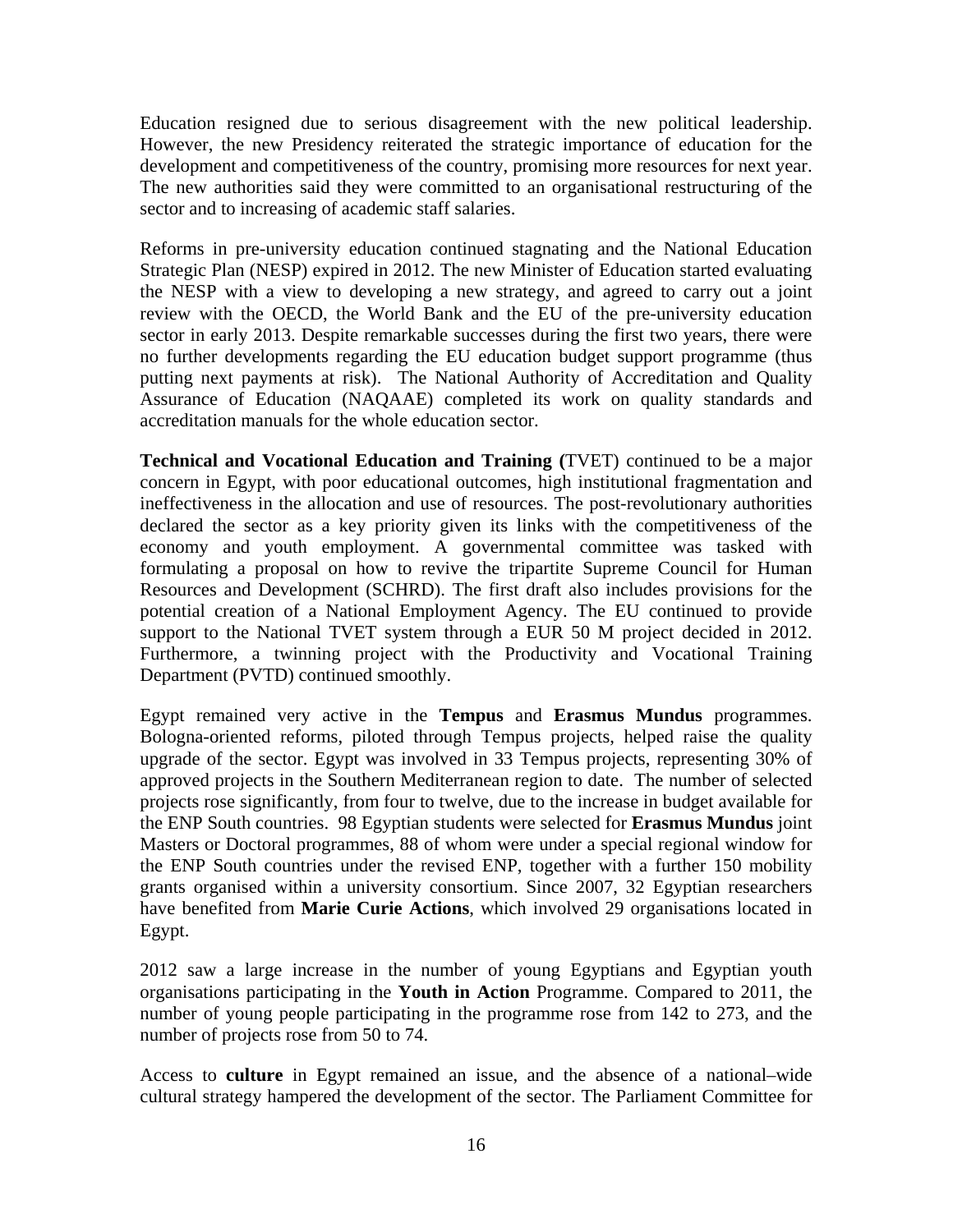Education resigned due to serious disagreement with the new political leadership. However, the new Presidency reiterated the strategic importance of education for the development and competitiveness of the country, promising more resources for next year. The new authorities said they were committed to an organisational restructuring of the sector and to increasing of academic staff salaries.

Reforms in pre-university education continued stagnating and the National Education Strategic Plan (NESP) expired in 2012. The new Minister of Education started evaluating the NESP with a view to developing a new strategy, and agreed to carry out a joint review with the OECD, the World Bank and the EU of the pre-university education sector in early 2013. Despite remarkable successes during the first two years, there were no further developments regarding the EU education budget support programme (thus putting next payments at risk). The National Authority of Accreditation and Quality Assurance of Education (NAQAAE) completed its work on quality standards and accreditation manuals for the whole education sector.

**Technical and Vocational Education and Training (**TVET) continued to be a major concern in Egypt, with poor educational outcomes, high institutional fragmentation and ineffectiveness in the allocation and use of resources. The post-revolutionary authorities declared the sector as a key priority given its links with the competitiveness of the economy and youth employment. A governmental committee was tasked with formulating a proposal on how to revive the tripartite Supreme Council for Human Resources and Development (SCHRD). The first draft also includes provisions for the potential creation of a National Employment Agency. The EU continued to provide support to the National TVET system through a EUR 50 M project decided in 2012. Furthermore, a twinning project with the Productivity and Vocational Training Department (PVTD) continued smoothly.

Egypt remained very active in the **Tempus** and **Erasmus Mundus** programmes. Bologna-oriented reforms, piloted through Tempus projects, helped raise the quality upgrade of the sector. Egypt was involved in 33 Tempus projects, representing 30% of approved projects in the Southern Mediterranean region to date. The number of selected projects rose significantly, from four to twelve, due to the increase in budget available for the ENP South countries. 98 Egyptian students were selected for **Erasmus Mundus** joint Masters or Doctoral programmes, 88 of whom were under a special regional window for the ENP South countries under the revised ENP, together with a further 150 mobility grants organised within a university consortium. Since 2007, 32 Egyptian researchers have benefited from **Marie Curie Actions**, which involved 29 organisations located in Egypt.

2012 saw a large increase in the number of young Egyptians and Egyptian youth organisations participating in the **Youth in Action** Programme. Compared to 2011, the number of young people participating in the programme rose from 142 to 273, and the number of projects rose from 50 to 74.

Access to **culture** in Egypt remained an issue, and the absence of a national–wide cultural strategy hampered the development of the sector. The Parliament Committee for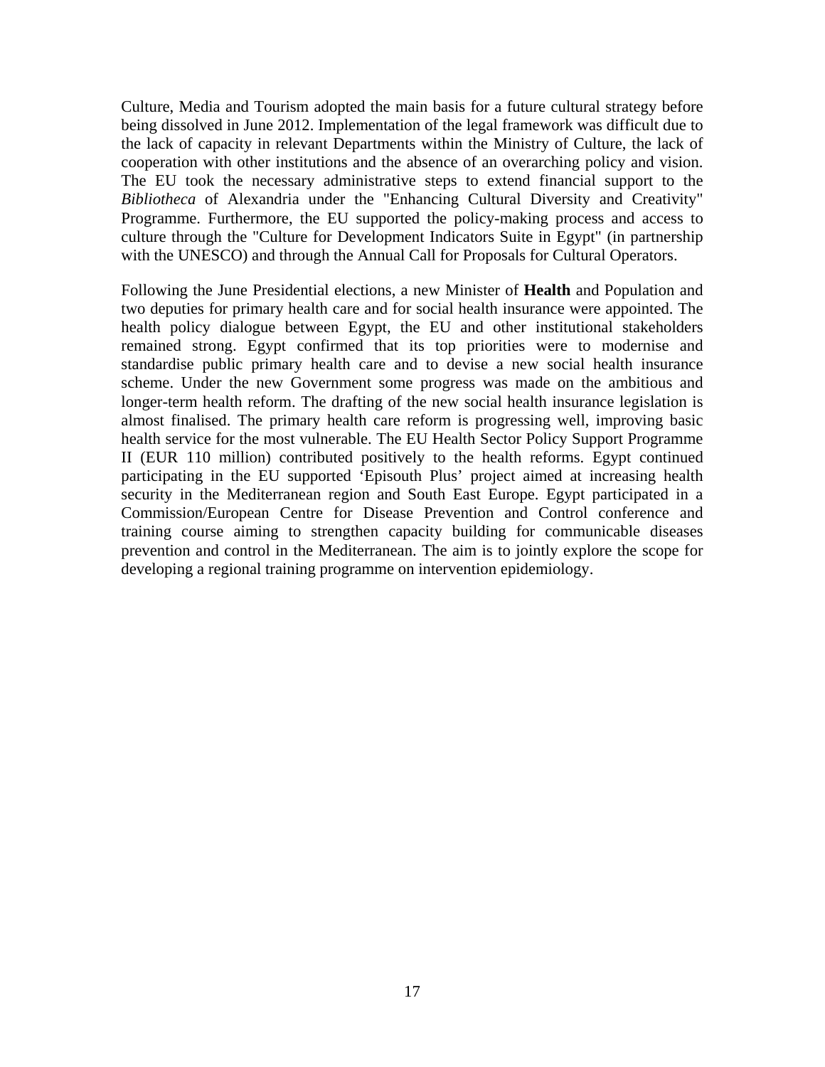Culture, Media and Tourism adopted the main basis for a future cultural strategy before being dissolved in June 2012. Implementation of the legal framework was difficult due to the lack of capacity in relevant Departments within the Ministry of Culture, the lack of cooperation with other institutions and the absence of an overarching policy and vision. The EU took the necessary administrative steps to extend financial support to the *Bibliotheca* of Alexandria under the "Enhancing Cultural Diversity and Creativity" Programme. Furthermore, the EU supported the policy-making process and access to culture through the "Culture for Development Indicators Suite in Egypt" (in partnership with the UNESCO) and through the Annual Call for Proposals for Cultural Operators.

Following the June Presidential elections, a new Minister of **Health** and Population and two deputies for primary health care and for social health insurance were appointed. The health policy dialogue between Egypt, the EU and other institutional stakeholders remained strong. Egypt confirmed that its top priorities were to modernise and standardise public primary health care and to devise a new social health insurance scheme. Under the new Government some progress was made on the ambitious and longer-term health reform. The drafting of the new social health insurance legislation is almost finalised. The primary health care reform is progressing well, improving basic health service for the most vulnerable. The EU Health Sector Policy Support Programme II (EUR 110 million) contributed positively to the health reforms. Egypt continued participating in the EU supported 'Episouth Plus' project aimed at increasing health security in the Mediterranean region and South East Europe. Egypt participated in a Commission/European Centre for Disease Prevention and Control conference and training course aiming to strengthen capacity building for communicable diseases prevention and control in the Mediterranean. The aim is to jointly explore the scope for developing a regional training programme on intervention epidemiology.